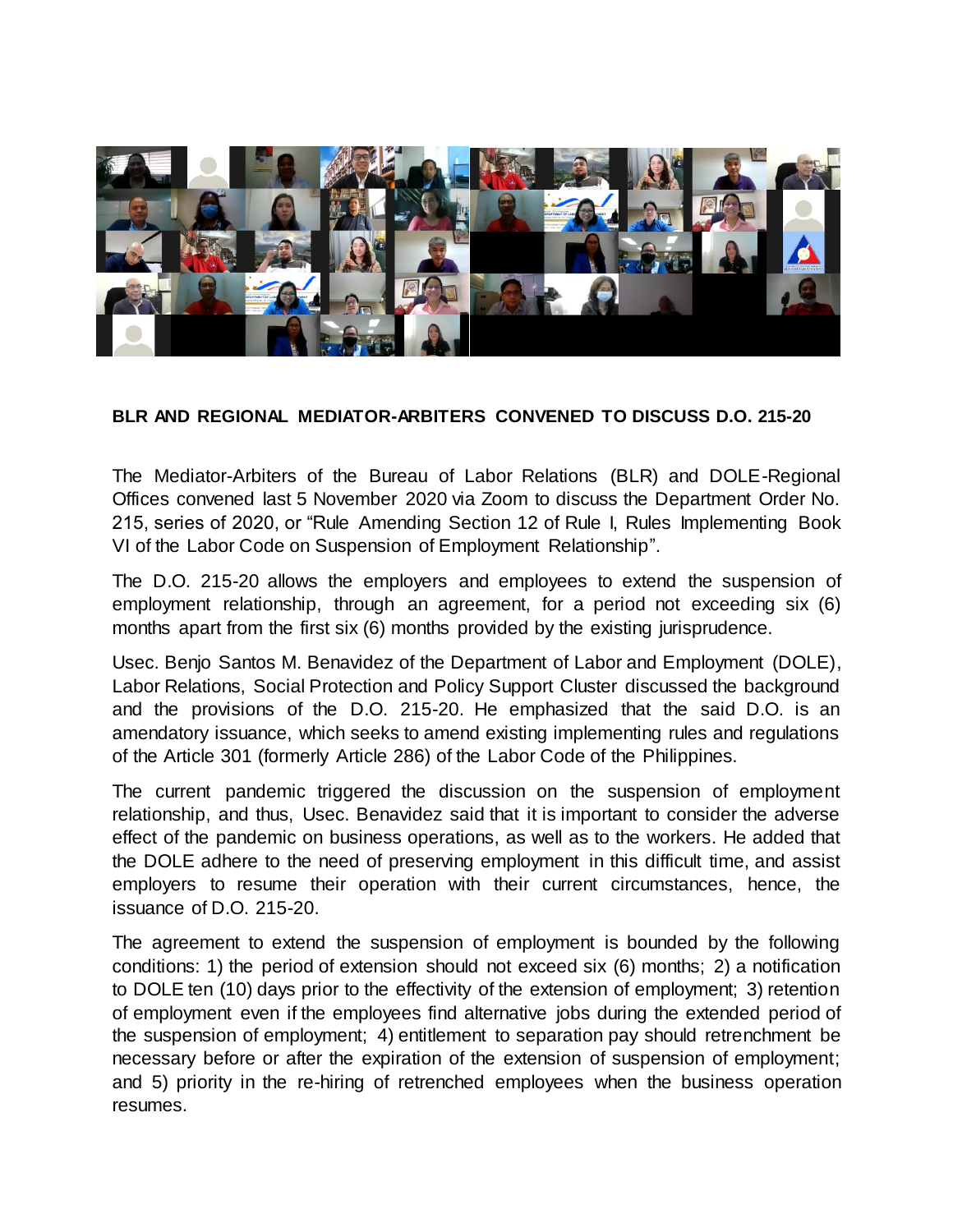**BLR AND REGIONAL MEDIATOR-ARBITERS CONVENED TO DISCUSS D.O. 215-20**

The Mediator-Arbiters of the Bureau of Labor Relations (BLR) and DOLE-Regional Offices convened last 5 November 2020 via Zoom to discuss the Department Order No. 215, series of 2020, or "Rule Amending Section 12 of Rule I, Rules Implementing Book VI of the Labor Code on Suspension of Employment Relationship".

The D.O. 215-20 allows the employers and employees to extend the suspension of employment relationship, through an agreement, for a period not exceeding six (6) months apart from the first six (6) months provided by the existing jurisprudence.

Usec. Benjo Santos M. Benavidez of the Department of Labor and Employment (DOLE), Labor Relations, Social Protection and Policy Support Cluster discussed the background and the provisions of the D.O. 215-20. He emphasized that the said D.O. is an amendatory issuance, which seeks to amend existing implementing rules and regulations of the Article 301 (formerly Article 286) of the Labor Code of the Philippines.

The current pandemic triggered the discussion on the suspension of employment relationship, and thus, Usec. Benavidez said that it is important to consider the adverse effect of the pandemic on business operations, as well as to the workers. He added that the DOLE adhere to the need of preserving employment in this difficult time, and assist employers to resume their operation with their current circumstances, hence, the issuance of D.O. 215-20.

The agreement to extend the suspension of employment is bounded by the following conditions: 1) the period of extension should not exceed six (6) months; 2) a notification to DOLE ten (10) days prior to the effectivity of the extension of employment; 3) retention of employment even if the employees find alternative jobs during the extended period of the suspension of employment; 4) entitlement to separation pay should retrenchment be necessary before or after the expiration of the extension of suspension of employment; and 5) priority in the re-hiring of retrenched employees when the business operation resumes.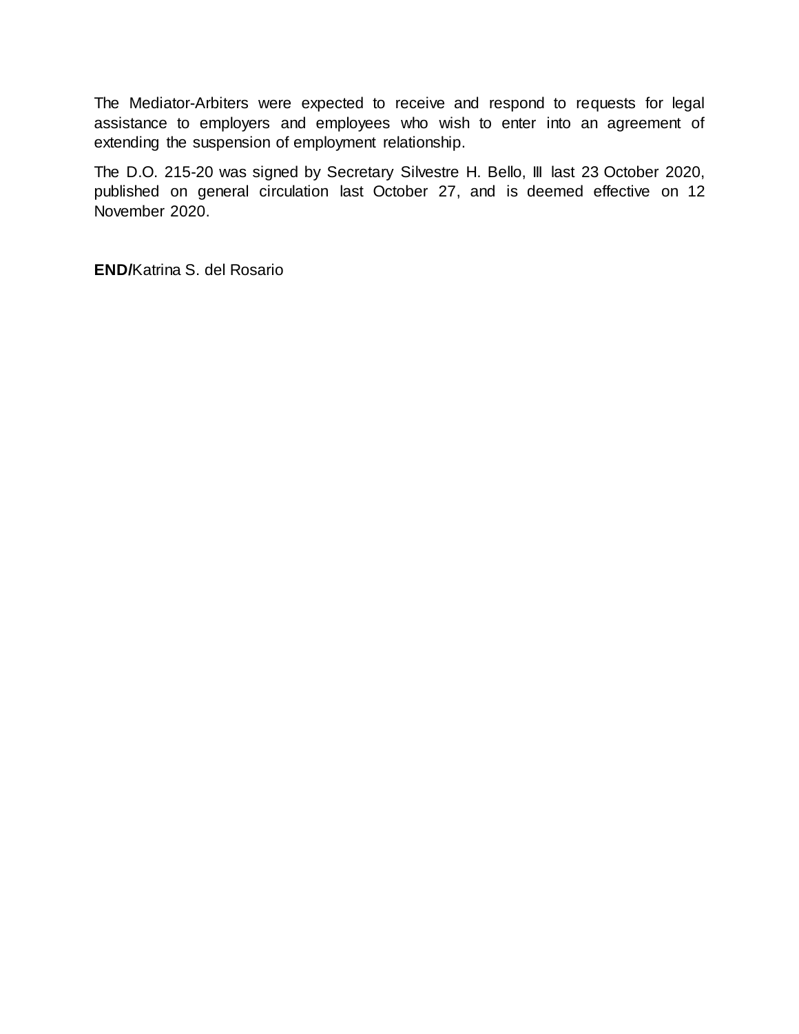The Mediator-Arbiters were expected to receive and respond to requests for legal assistance to employers and employees who wish to enter into an agreement of extending the suspension of employment relationship.

The D.O. 215-20 was signed by Secretary Silvestre H. Bello, III last 23 October 2020, published on general circulation last October 27, and is deemed effective on 12 November 2020.

**END/**Katrina S. del Rosario